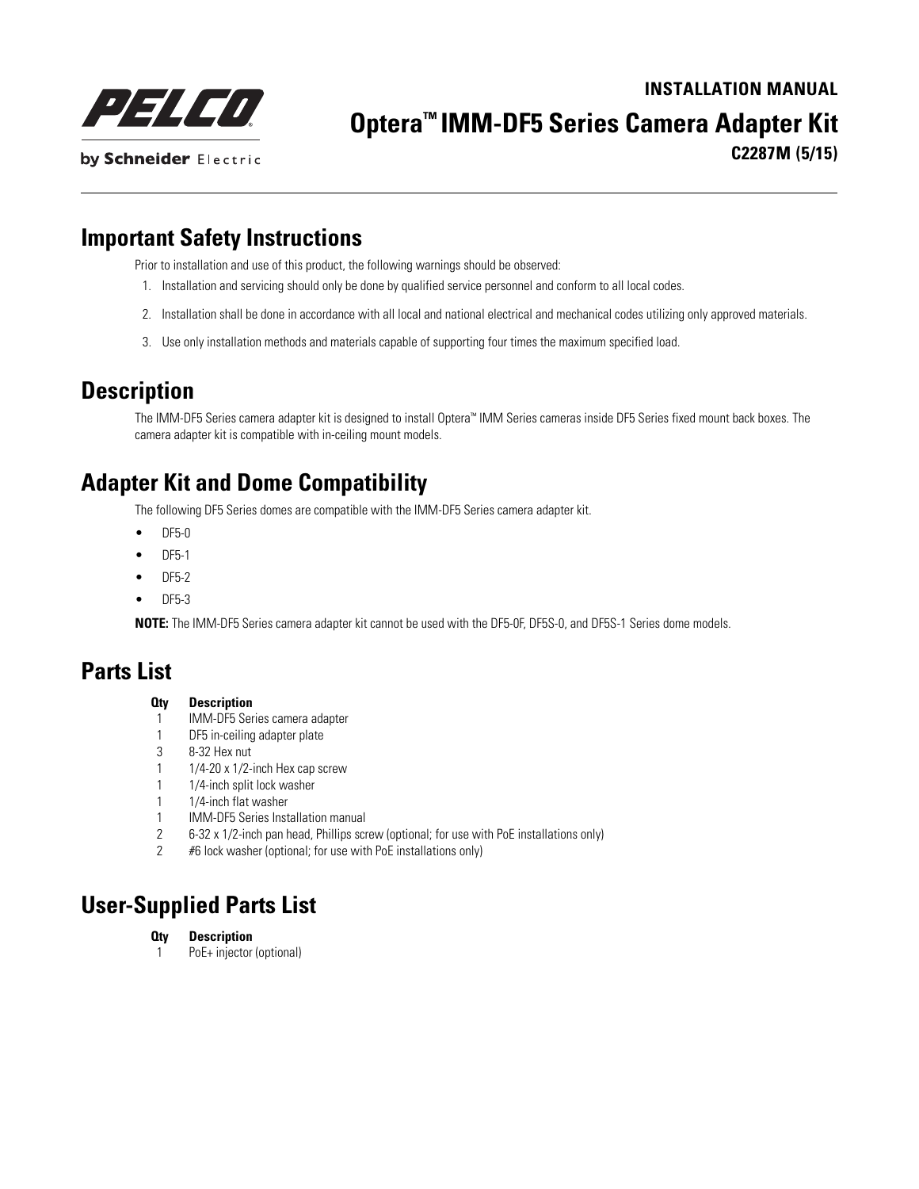PELCO

by Schneider Electric

INSTALLATION MANUAL

# Optera™ IMM-DF5 Series Camera Adapter Kit

**C2287M (5/15)**

## Important Safety Instructions

Prior to installation and use of this product, the following warnings should be observed:

1. Installation and servicing should only be done by qualified service personnel and conform to all local codes.
2. Installation shall be done in accordance with all local and national electrical and mechanical codes utilizing only approved materials.
3. Use only installation methods and materials capable of supporting four times the maximum specified load.

## Description

The IMM-DF5 Series camera adapter kit is designed to install Optera™ IMM Series cameras inside DF5 Series fixed mount back boxes. The camera adapter kit is compatible with in-ceiling mount models.

## Adapter Kit and Dome Compatibility

The following DF5 Series domes are compatible with the IMM-DF5 Series camera adapter kit.

- DF5-0
- DF5-1
- DF5-2
- DF5-3

**NOTE:** The IMM-DF5 Series camera adapter kit cannot be used with the DF5-0F, DF5S-0, and DF5S-1 Series dome models.

## Parts List

| Qty | Description |
|---|---|
| 1 | IMM-DF5 Series camera adapter |
| 1 | DF5 in-ceiling adapter plate |
| 3 | 8-32 Hex nut |
| 1 | 1/4-20 x 1/2-inch Hex cap screw |
| 1 | 1/4-inch split lock washer |
| 1 | 1/4-inch flat washer |
| 1 | IMM-DF5 Series Installation manual |
| 2 | 6-32 x 1/2-inch pan head, Phillips screw (optional; for use with PoE installations only) |
| 2 | #6 lock washer (optional; for use with PoE installations only) |

## User-Supplied Parts List

| Qty | Description |
|---|---|
| 1 | PoE+ injector (optional) |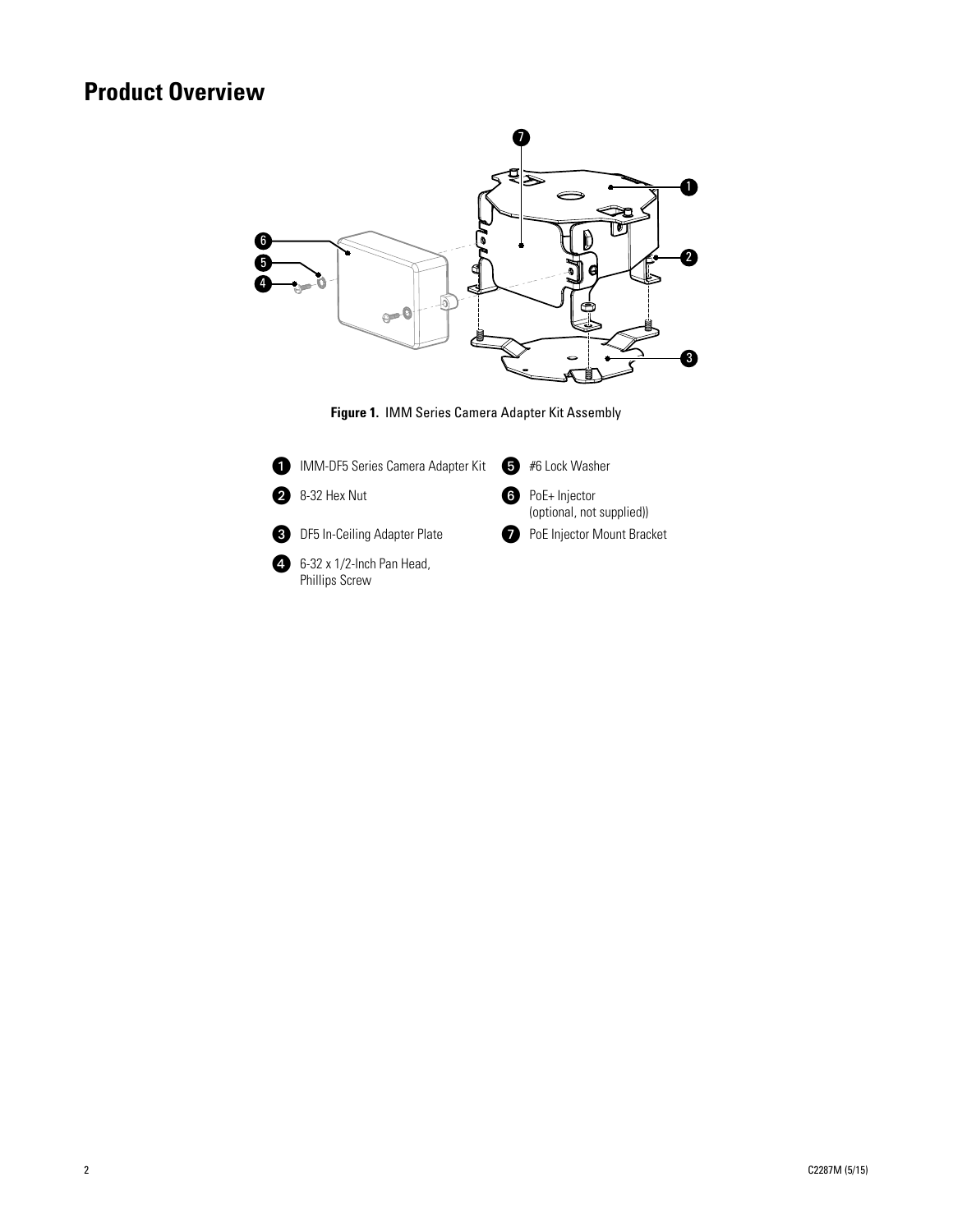# Product Overview

**Figure 1.** IMM Series Camera Adapter Kit Assembly

1. IMM-DF5 Series Camera Adapter Kit
2. 8-32 Hex Nut
3. DF5 In-Ceiling Adapter Plate
4. 6-32 x 1/2-Inch Pan Head, Phillips Screw
5. #6 Lock Washer
6. PoE+ Injector (optional, not supplied))
7. PoE Injector Mount Bracket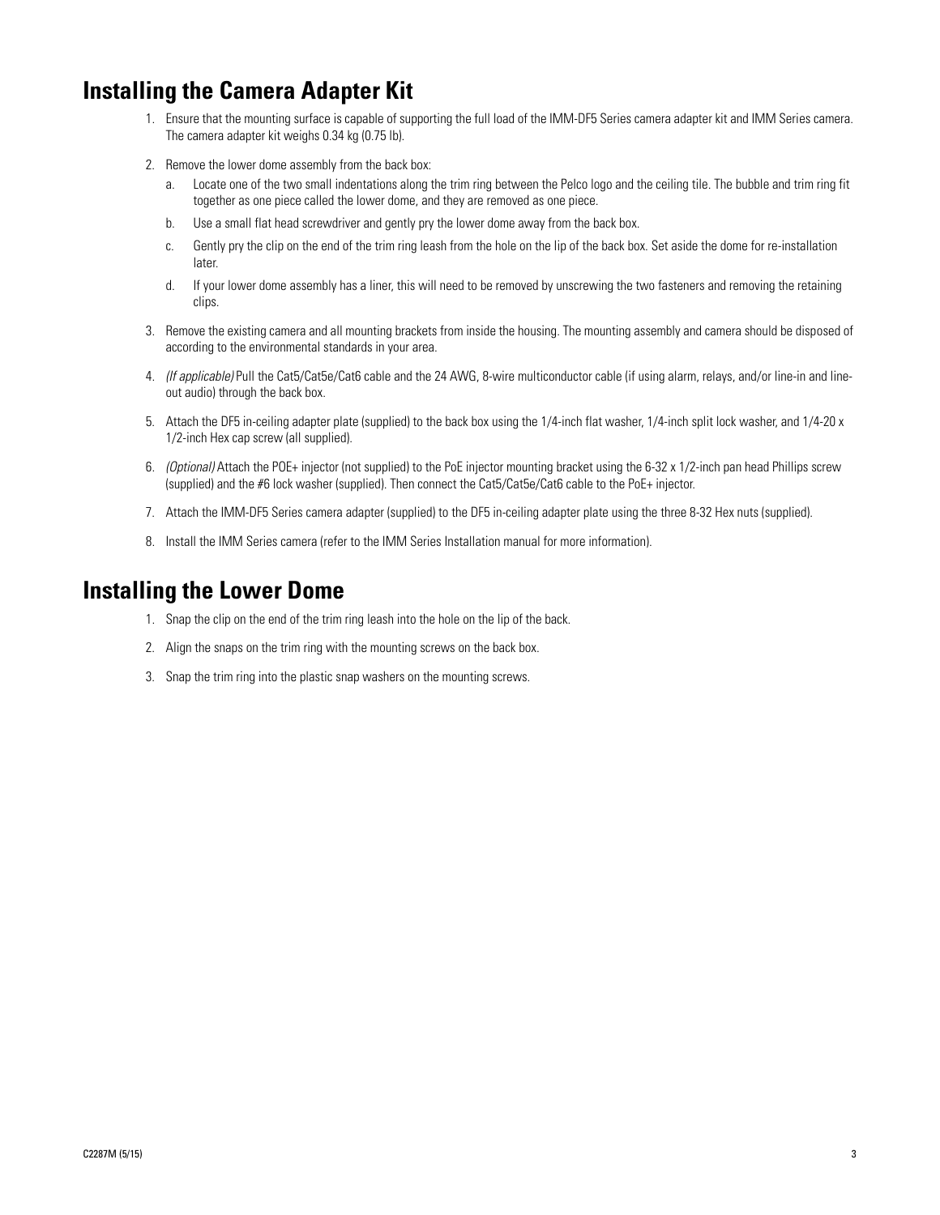## Installing the Camera Adapter Kit

1. Ensure that the mounting surface is capable of supporting the full load of the IMM-DF5 Series camera adapter kit and IMM Series camera. The camera adapter kit weighs 0.34 kg (0.75 lb).
2. Remove the lower dome assembly from the back box:
   a. Locate one of the two small indentations along the trim ring between the Pelco logo and the ceiling tile. The bubble and trim ring fit together as one piece called the lower dome, and they are removed as one piece.
   b. Use a small flat head screwdriver and gently pry the lower dome away from the back box.
   c. Gently pry the clip on the end of the trim ring leash from the hole on the lip of the back box. Set aside the dome for re-installation later.
   d. If your lower dome assembly has a liner, this will need to be removed by unscrewing the two fasteners and removing the retaining clips.
3. Remove the existing camera and all mounting brackets from inside the housing. The mounting assembly and camera should be disposed of according to the environmental standards in your area.
4. *(If applicable)* Pull the Cat5/Cat5e/Cat6 cable and the 24 AWG, 8-wire multiconductor cable (if using alarm, relays, and/or line-in and line-out audio) through the back box.
5. Attach the DF5 in-ceiling adapter plate (supplied) to the back box using the 1/4-inch flat washer, 1/4-inch split lock washer, and 1/4-20 x 1/2-inch Hex cap screw (all supplied).
6. *(Optional)* Attach the POE+ injector (not supplied) to the PoE injector mounting bracket using the 6-32 x 1/2-inch pan head Phillips screw (supplied) and the #6 lock washer (supplied). Then connect the Cat5/Cat5e/Cat6 cable to the PoE+ injector.
7. Attach the IMM-DF5 Series camera adapter (supplied) to the DF5 in-ceiling adapter plate using the three 8-32 Hex nuts (supplied).
8. Install the IMM Series camera (refer to the IMM Series Installation manual for more information).

## Installing the Lower Dome

1. Snap the clip on the end of the trim ring leash into the hole on the lip of the back.
2. Align the snaps on the trim ring with the mounting screws on the back box.
3. Snap the trim ring into the plastic snap washers on the mounting screws.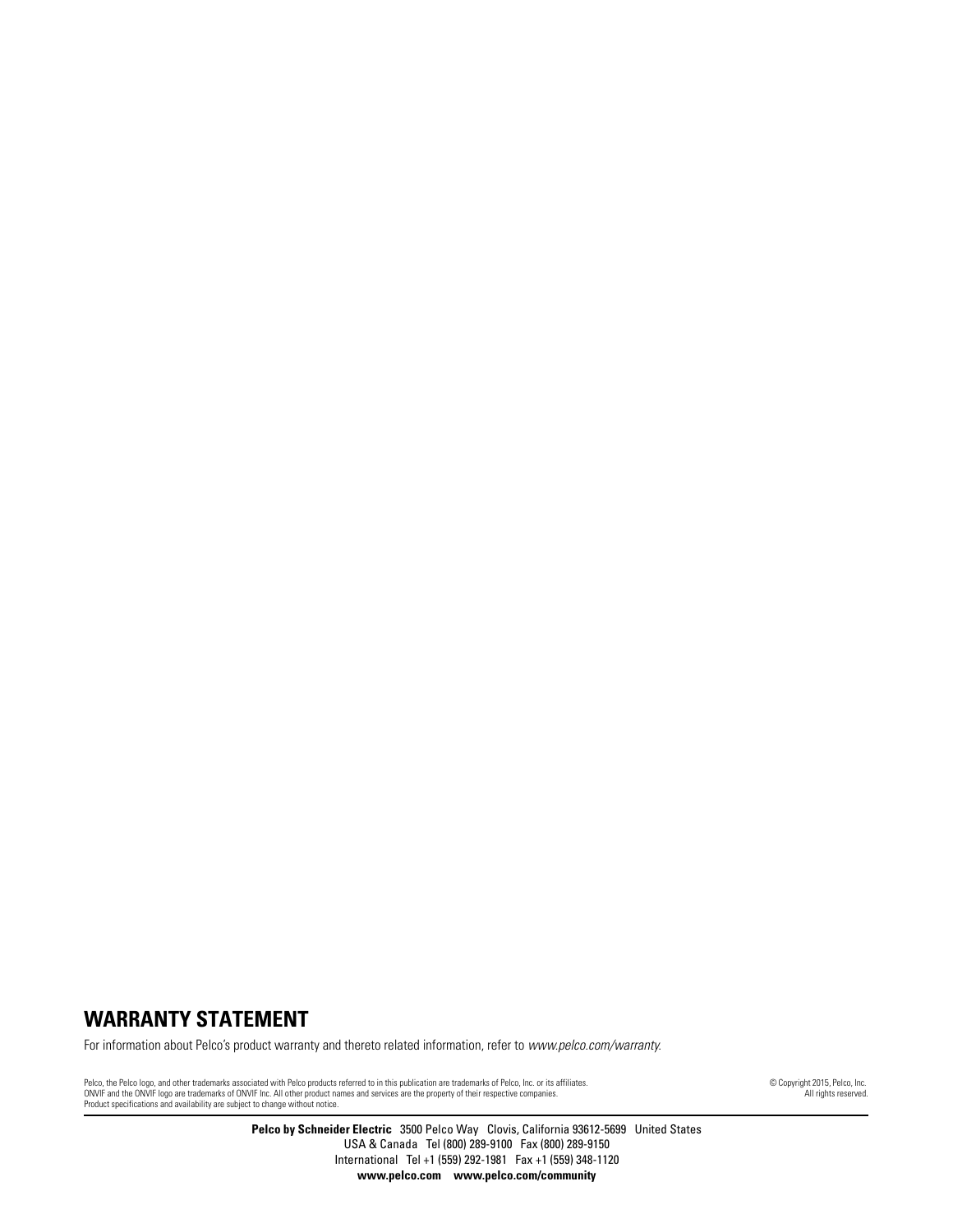## WARRANTY STATEMENT

For information about Pelco's product warranty and thereto related information, refer to *www.pelco.com/warranty*.

Pelco, the Pelco logo, and other trademarks associated with Pelco products referred to in this publication are trademarks of Pelco, Inc. or its affiliates.
ONVIF and the ONVIF logo are trademarks of ONVIF Inc. All other product names and services are the property of their respective companies.
Product specifications and availability are subject to change without notice.

© Copyright 2015, Pelco, Inc.
All rights reserved.

**Pelco by Schneider Electric** 3500 Pelco Way Clovis, California 93612-5699 United States
USA & Canada Tel (800) 289-9100 Fax (800) 289-9150
International Tel +1 (559) 292-1981 Fax +1 (559) 348-1120
**www.pelco.com www.pelco.com/community**